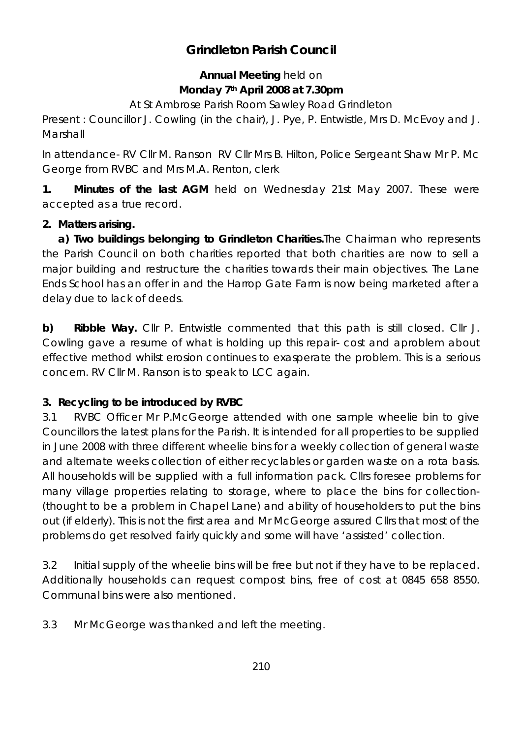# Grindleton Parish Council

**Annual Meeting** held on
**Monday 7th April 2008 at 7.30pm**

At St Ambrose Parish Room Sawley Road Grindleton

Present : Councillor J. Cowling (in the chair), J. Pye, P. Entwistle, Mrs D. McEvoy and J. Marshall

In attendance- RV Cllr M. Ranson RV Cllr Mrs B. Hilton, Police Sergeant Shaw Mr P. Mc George from RVBC and Mrs M.A. Renton, clerk

**1. Minutes of the last AGM** held on Wednesday 21st May 2007. These were accepted as a true record.

**2. Matters arising.**

**a) Two buildings belonging to Grindleton Charities.** The Chairman who represents the Parish Council on both charities reported that both charities are now to sell a major building and restructure the charities towards their main objectives. The Lane Ends School has an offer in and the Harrop Gate Farm is now being marketed after a delay due to lack of deeds.

**b) Ribble Way.** Cllr P. Entwistle commented that this path is still closed. Cllr J. Cowling gave a resume of what is holding up this repair- cost and aproblem about effective method whilst erosion continues to exasperate the problem. This is a serious concern. RV Cllr M. Ranson is to speak to LCC again.

**3. Recycling to be introduced by RVBC**

3.1 RVBC Officer Mr P.McGeorge attended with one sample wheelie bin to give Councillors the latest plans for the Parish. It is intended for all properties to be supplied in June 2008 with three different wheelie bins for a weekly collection of general waste and alternate weeks collection of either recyclables or garden waste on a rota basis. All households will be supplied with a full information pack. Cllrs foresee problems for many village properties relating to storage, where to place the bins for collection- (thought to be a problem in Chapel Lane) and ability of householders to put the bins out (if elderly). This is not the first area and Mr McGeorge assured Cllrs that most of the problems do get resolved fairly quickly and some will have 'assisted' collection.

3.2 Initial supply of the wheelie bins will be free but not if they have to be replaced. Additionally households can request compost bins, free of cost at 0845 658 8550. Communal bins were also mentioned.

3.3 Mr McGeorge was thanked and left the meeting.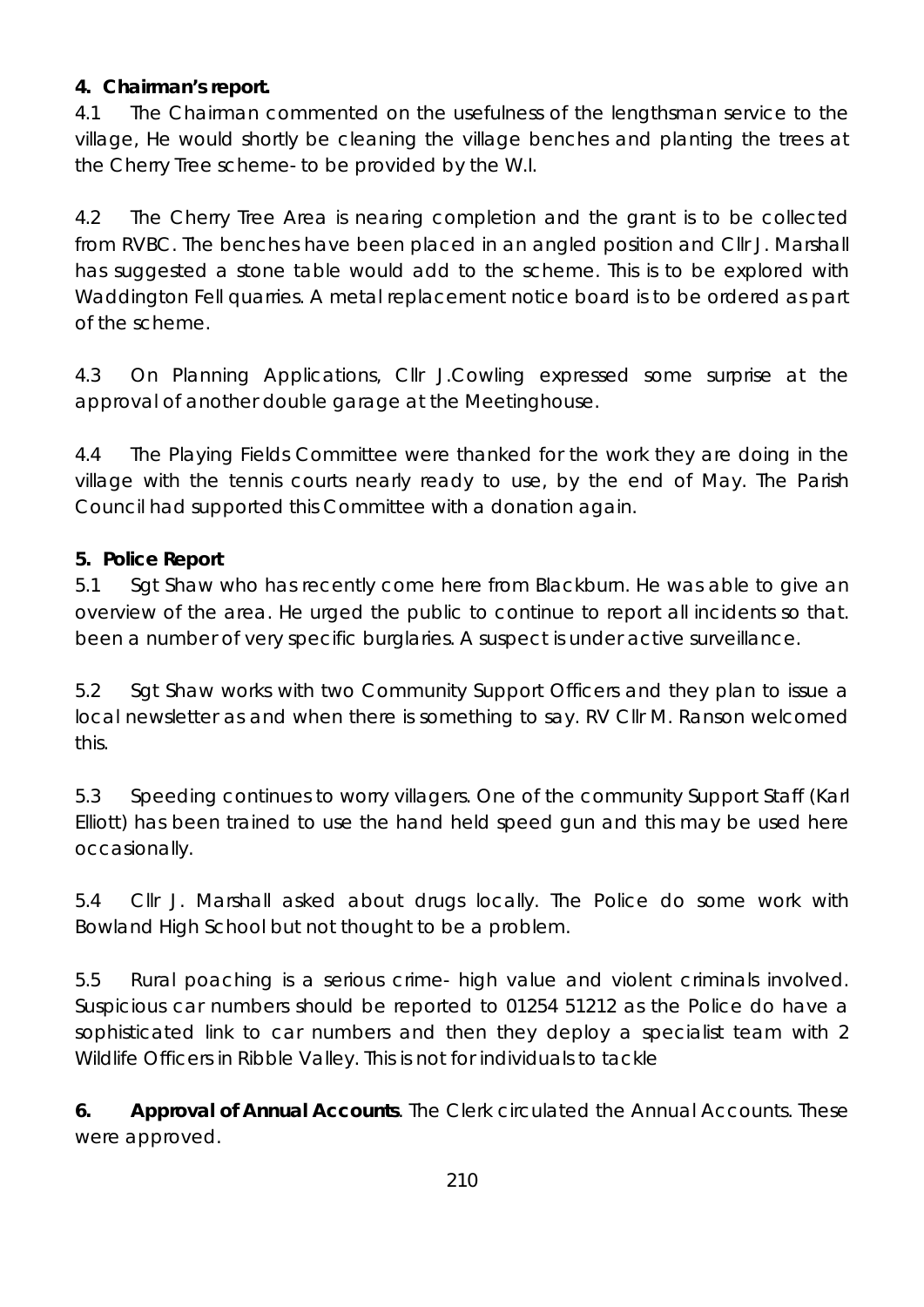**4. Chairman's report.**

4.1 The Chairman commented on the usefulness of the lengthsman service to the village, He would shortly be cleaning the village benches and planting the trees at the Cherry Tree scheme- to be provided by the W.I.

4.2 The Cherry Tree Area is nearing completion and the grant is to be collected from RVBC. The benches have been placed in an angled position and Cllr J. Marshall has suggested a stone table would add to the scheme. This is to be explored with Waddington Fell quarries. A metal replacement notice board is to be ordered as part of the scheme.

4.3 On Planning Applications, Cllr J.Cowling expressed some surprise at the approval of another double garage at the Meetinghouse.

4.4 The Playing Fields Committee were thanked for the work they are doing in the village with the tennis courts nearly ready to use, by the end of May. The Parish Council had supported this Committee with a donation again.

**5. Police Report**

5.1 Sgt Shaw who has recently come here from Blackburn. He was able to give an overview of the area. He urged the public to continue to report all incidents so that. been a number of very specific burglaries. A suspect is under active surveillance.

5.2 Sgt Shaw works with two Community Support Officers and they plan to issue a local newsletter as and when there is something to say. RV Cllr M. Ranson welcomed this.

5.3 Speeding continues to worry villagers. One of the community Support Staff (Karl Elliott) has been trained to use the hand held speed gun and this may be used here occasionally.

5.4 Cllr J. Marshall asked about drugs locally. The Police do some work with Bowland High School but not thought to be a problem.

5.5 Rural poaching is a serious crime- high value and violent criminals involved. Suspicious car numbers should be reported to 01254 51212 as the Police do have a sophisticated link to car numbers and then they deploy a specialist team with 2 Wildlife Officers in Ribble Valley. This is not for individuals to tackle

**6. Approval of Annual Accounts**. The Clerk circulated the Annual Accounts. These were approved.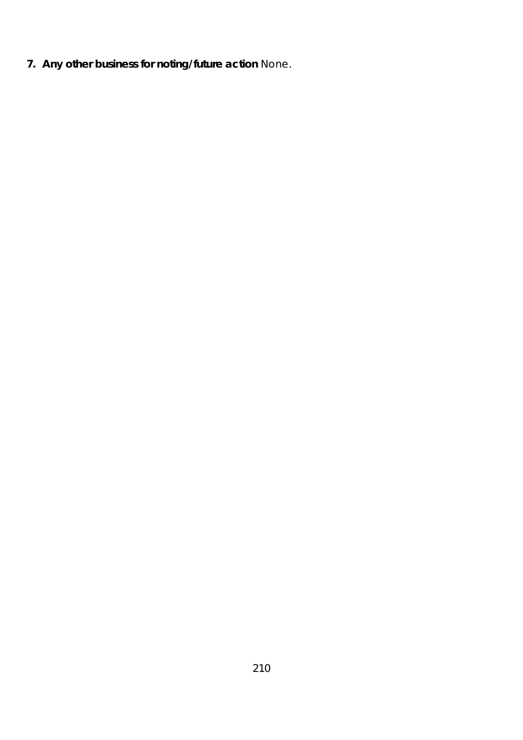7. **Any other business for noting/future action** None.